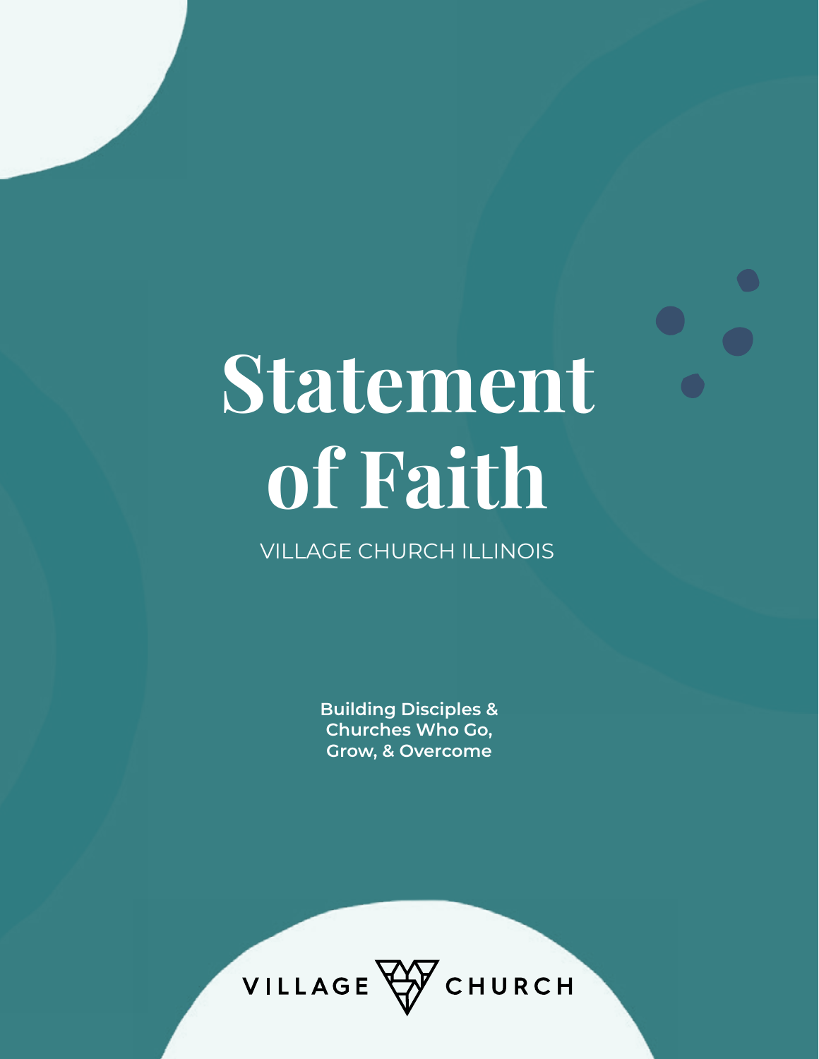# Statement of Faith

VILLAGE CHURCH ILLINOIS

**Building Disciples & Churches Who Go, Grow, & Overcome**

VILLAGE CHURCH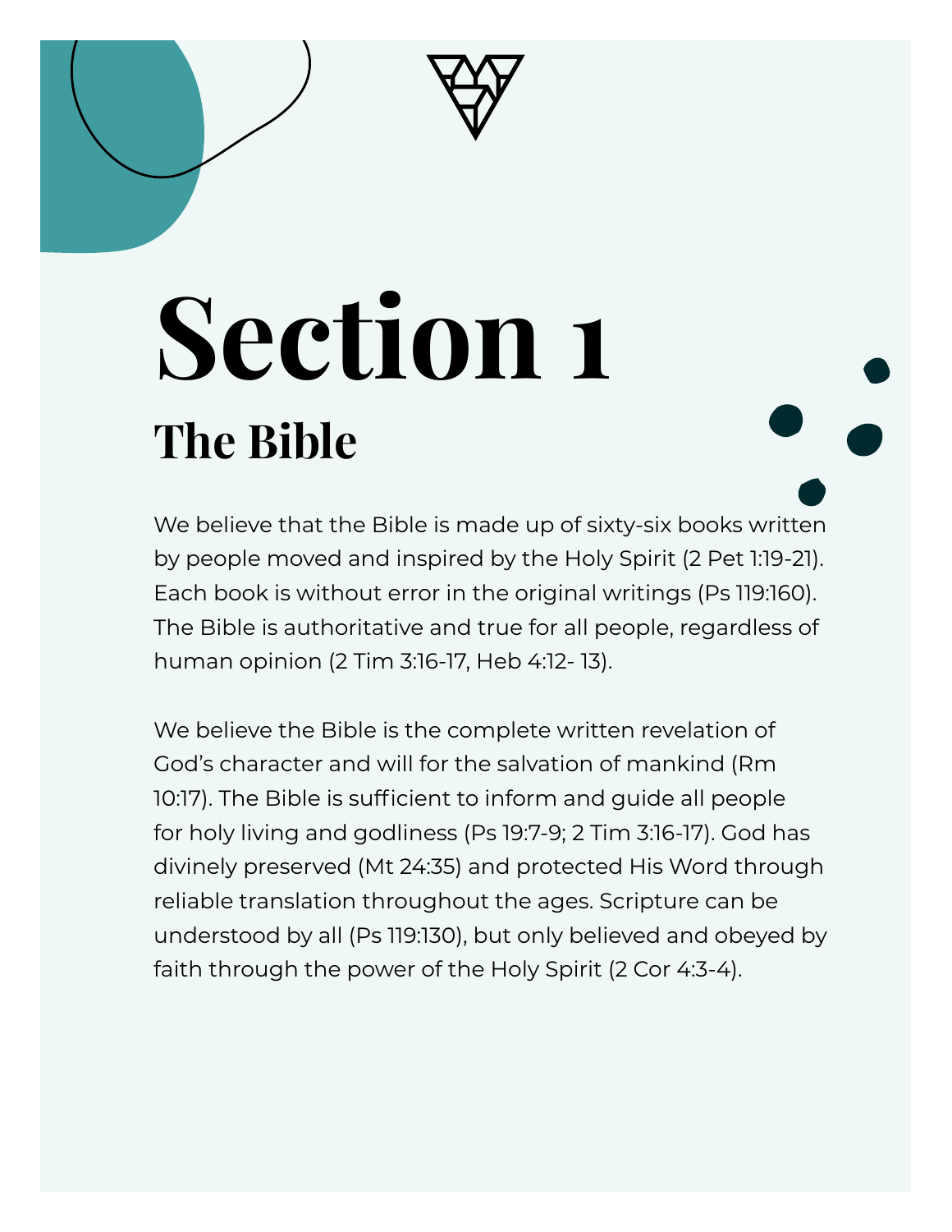# Section 1

## The Bible

We believe that the Bible is made up of sixty-six books written by people moved and inspired by the Holy Spirit (2 Pet 1:19-21). Each book is without error in the original writings (Ps 119:160). The Bible is authoritative and true for all people, regardless of human opinion (2 Tim 3:16-17, Heb 4:12- 13).

We believe the Bible is the complete written revelation of God's character and will for the salvation of mankind (Rm 10:17). The Bible is sufficient to inform and guide all people for holy living and godliness (Ps 19:7-9; 2 Tim 3:16-17). God has divinely preserved (Mt 24:35) and protected His Word through reliable translation throughout the ages. Scripture can be understood by all (Ps 119:130), but only believed and obeyed by faith through the power of the Holy Spirit (2 Cor 4:3-4).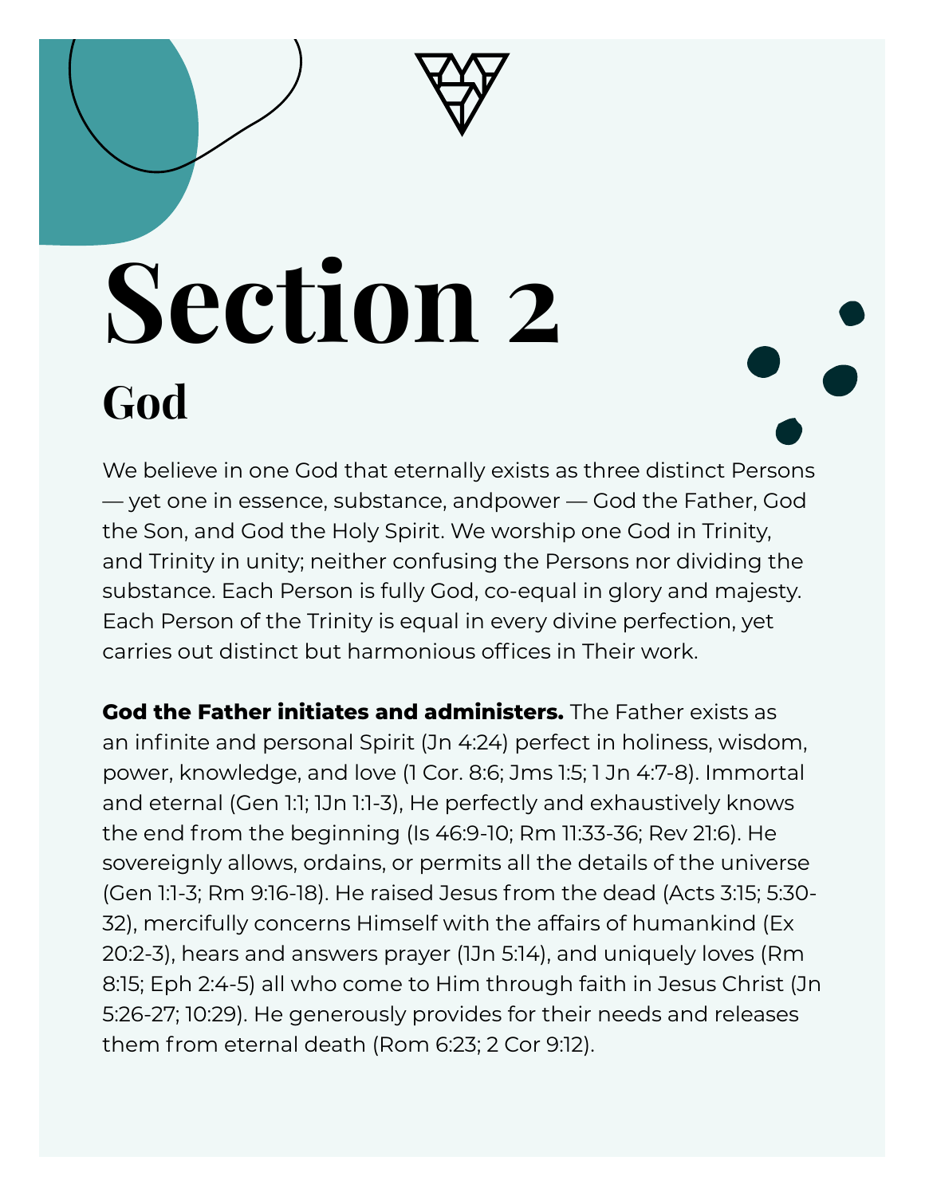# Section 2

## God

We believe in one God that eternally exists as three distinct Persons — yet one in essence, substance, andpower — God the Father, God the Son, and God the Holy Spirit. We worship one God in Trinity, and Trinity in unity; neither confusing the Persons nor dividing the substance. Each Person is fully God, co-equal in glory and majesty. Each Person of the Trinity is equal in every divine perfection, yet carries out distinct but harmonious offices in Their work.

**God the Father initiates and administers.** The Father exists as an infinite and personal Spirit (Jn 4:24) perfect in holiness, wisdom, power, knowledge, and love (1 Cor. 8:6; Jms 1:5; 1 Jn 4:7-8). Immortal and eternal (Gen 1:1; 1Jn 1:1-3), He perfectly and exhaustively knows the end from the beginning (Is 46:9-10; Rm 11:33-36; Rev 21:6). He sovereignly allows, ordains, or permits all the details of the universe (Gen 1:1-3; Rm 9:16-18). He raised Jesus from the dead (Acts 3:15; 5:30-32), mercifully concerns Himself with the affairs of humankind (Ex 20:2-3), hears and answers prayer (1Jn 5:14), and uniquely loves (Rm 8:15; Eph 2:4-5) all who come to Him through faith in Jesus Christ (Jn 5:26-27; 10:29). He generously provides for their needs and releases them from eternal death (Rom 6:23; 2 Cor 9:12).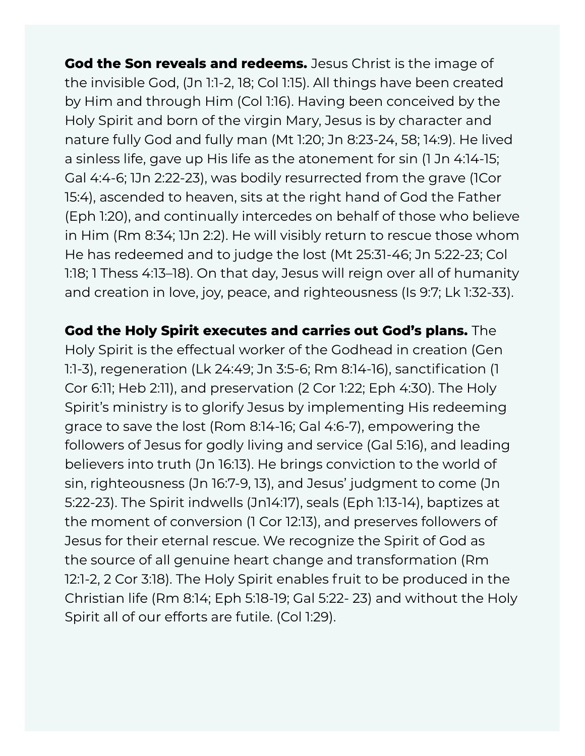**God the Son reveals and redeems.** Jesus Christ is the image of the invisible God, (Jn 1:1-2, 18; Col 1:15). All things have been created by Him and through Him (Col 1:16). Having been conceived by the Holy Spirit and born of the virgin Mary, Jesus is by character and nature fully God and fully man (Mt 1:20; Jn 8:23-24, 58; 14:9). He lived a sinless life, gave up His life as the atonement for sin (1 Jn 4:14-15; Gal 4:4-6; 1Jn 2:22-23), was bodily resurrected from the grave (1Cor 15:4), ascended to heaven, sits at the right hand of God the Father (Eph 1:20), and continually intercedes on behalf of those who believe in Him (Rm 8:34; 1Jn 2:2). He will visibly return to rescue those whom He has redeemed and to judge the lost (Mt 25:31-46; Jn 5:22-23; Col 1:18; 1 Thess 4:13–18). On that day, Jesus will reign over all of humanity and creation in love, joy, peace, and righteousness (Is 9:7; Lk 1:32-33).

**God the Holy Spirit executes and carries out God's plans.** The Holy Spirit is the effectual worker of the Godhead in creation (Gen 1:1-3), regeneration (Lk 24:49; Jn 3:5-6; Rm 8:14-16), sanctification (1 Cor 6:11; Heb 2:11), and preservation (2 Cor 1:22; Eph 4:30). The Holy Spirit's ministry is to glorify Jesus by implementing His redeeming grace to save the lost (Rom 8:14-16; Gal 4:6-7), empowering the followers of Jesus for godly living and service (Gal 5:16), and leading believers into truth (Jn 16:13). He brings conviction to the world of sin, righteousness (Jn 16:7-9, 13), and Jesus' judgment to come (Jn 5:22-23). The Spirit indwells (Jn14:17), seals (Eph 1:13-14), baptizes at the moment of conversion (1 Cor 12:13), and preserves followers of Jesus for their eternal rescue. We recognize the Spirit of God as the source of all genuine heart change and transformation (Rm 12:1-2, 2 Cor 3:18). The Holy Spirit enables fruit to be produced in the Christian life (Rm 8:14; Eph 5:18-19; Gal 5:22- 23) and without the Holy Spirit all of our efforts are futile. (Col 1:29).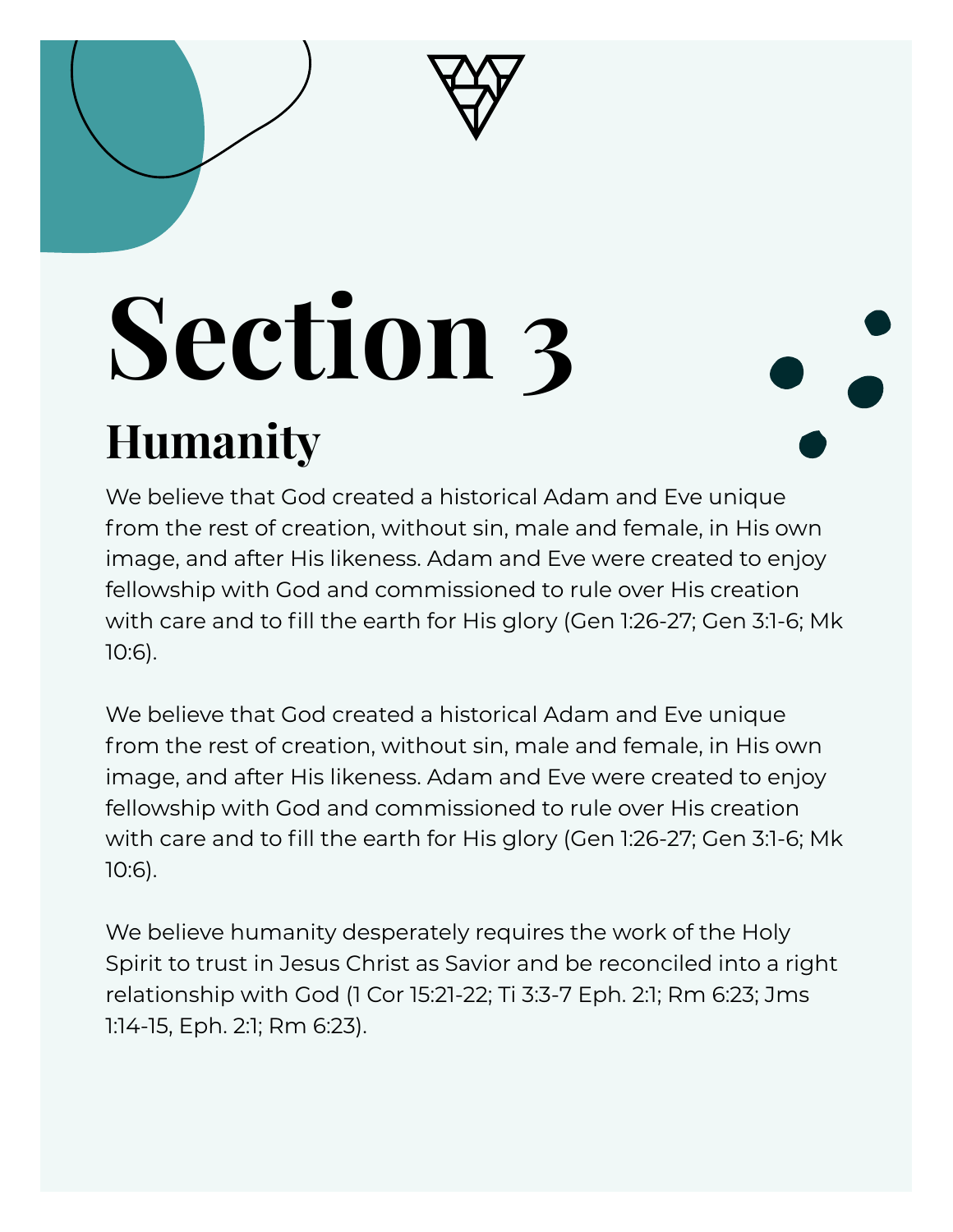# Section 3

## Humanity

We believe that God created a historical Adam and Eve unique from the rest of creation, without sin, male and female, in His own image, and after His likeness. Adam and Eve were created to enjoy fellowship with God and commissioned to rule over His creation with care and to fill the earth for His glory (Gen 1:26-27; Gen 3:1-6; Mk 10:6).

We believe that God created a historical Adam and Eve unique from the rest of creation, without sin, male and female, in His own image, and after His likeness. Adam and Eve were created to enjoy fellowship with God and commissioned to rule over His creation with care and to fill the earth for His glory (Gen 1:26-27; Gen 3:1-6; Mk 10:6).

We believe humanity desperately requires the work of the Holy Spirit to trust in Jesus Christ as Savior and be reconciled into a right relationship with God (1 Cor 15:21-22; Ti 3:3-7 Eph. 2:1; Rm 6:23; Jms 1:14-15, Eph. 2:1; Rm 6:23).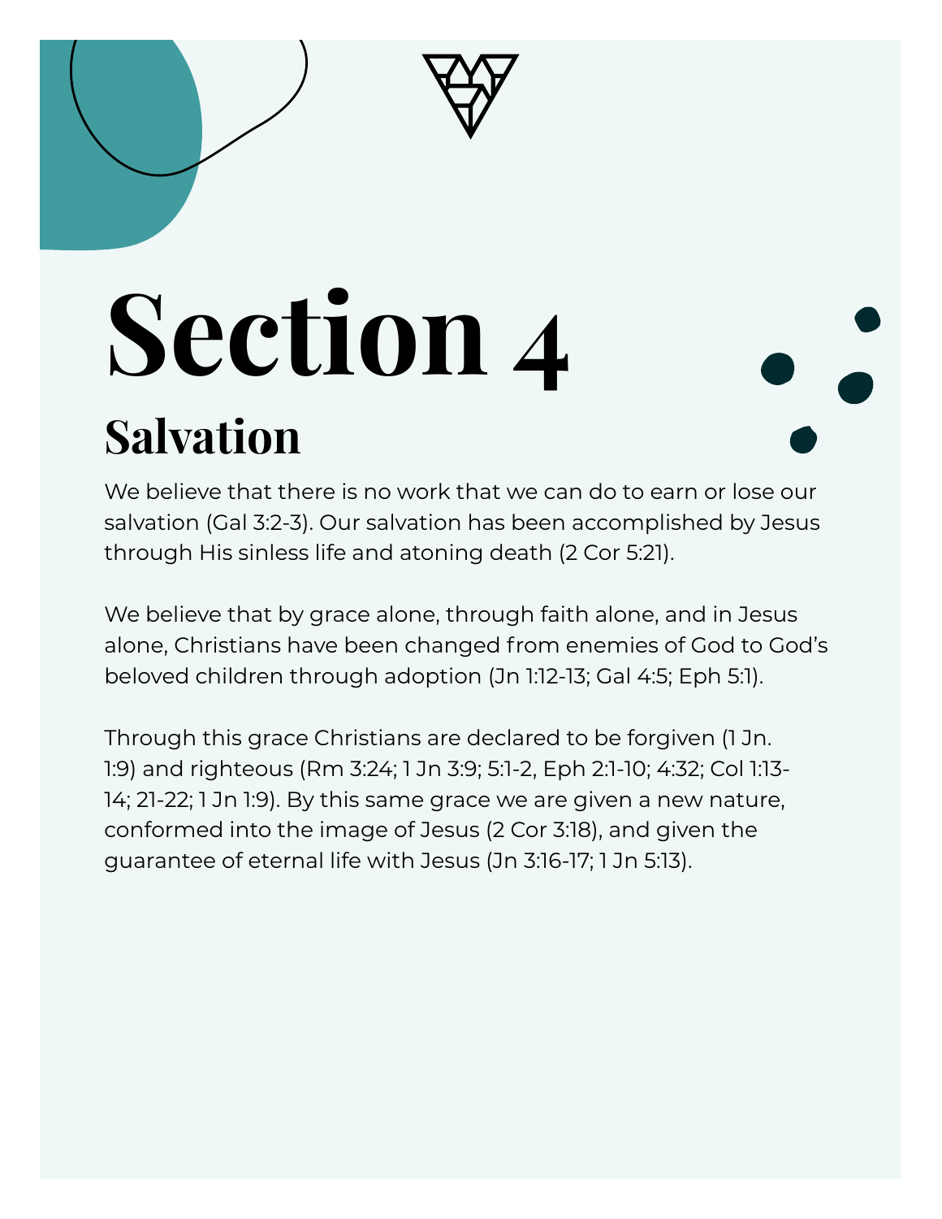# Section 4

## Salvation

We believe that there is no work that we can do to earn or lose our salvation (Gal 3:2-3). Our salvation has been accomplished by Jesus through His sinless life and atoning death (2 Cor 5:21).

We believe that by grace alone, through faith alone, and in Jesus alone, Christians have been changed from enemies of God to God's beloved children through adoption (Jn 1:12-13; Gal 4:5; Eph 5:1).

Through this grace Christians are declared to be forgiven (1 Jn. 1:9) and righteous (Rm 3:24; 1 Jn 3:9; 5:1-2, Eph 2:1-10; 4:32; Col 1:13-14; 21-22; 1 Jn 1:9). By this same grace we are given a new nature, conformed into the image of Jesus (2 Cor 3:18), and given the guarantee of eternal life with Jesus (Jn 3:16-17; 1 Jn 5:13).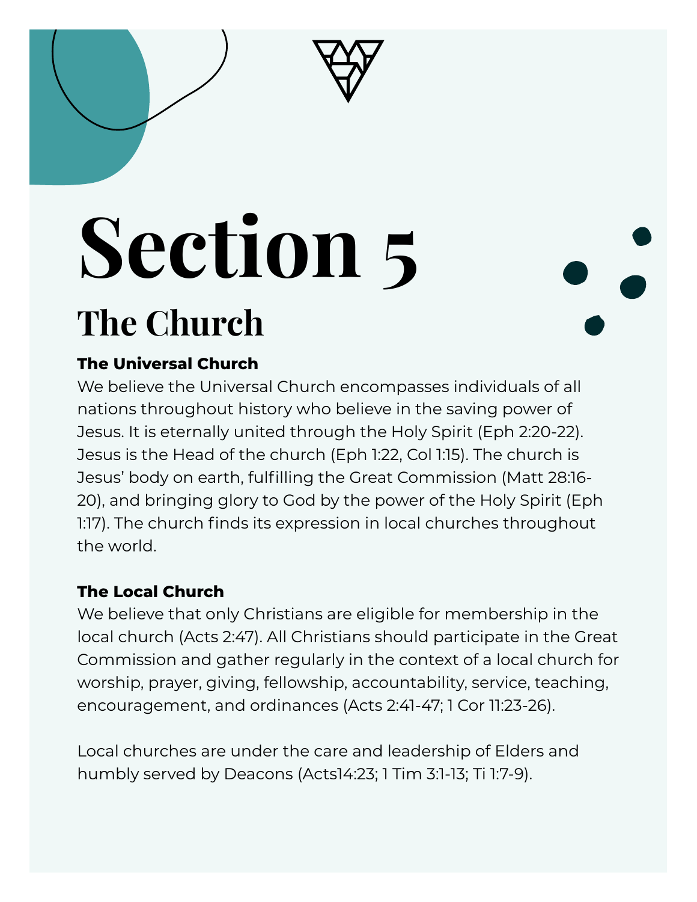# Section 5

## The Church

### The Universal Church

We believe the Universal Church encompasses individuals of all nations throughout history who believe in the saving power of Jesus. It is eternally united through the Holy Spirit (Eph 2:20-22). Jesus is the Head of the church (Eph 1:22, Col 1:15). The church is Jesus' body on earth, fulfilling the Great Commission (Matt 28:16-20), and bringing glory to God by the power of the Holy Spirit (Eph 1:17). The church finds its expression in local churches throughout the world.

### The Local Church

We believe that only Christians are eligible for membership in the local church (Acts 2:47). All Christians should participate in the Great Commission and gather regularly in the context of a local church for worship, prayer, giving, fellowship, accountability, service, teaching, encouragement, and ordinances (Acts 2:41-47; 1 Cor 11:23-26).

Local churches are under the care and leadership of Elders and humbly served by Deacons (Acts14:23; 1 Tim 3:1-13; Ti 1:7-9).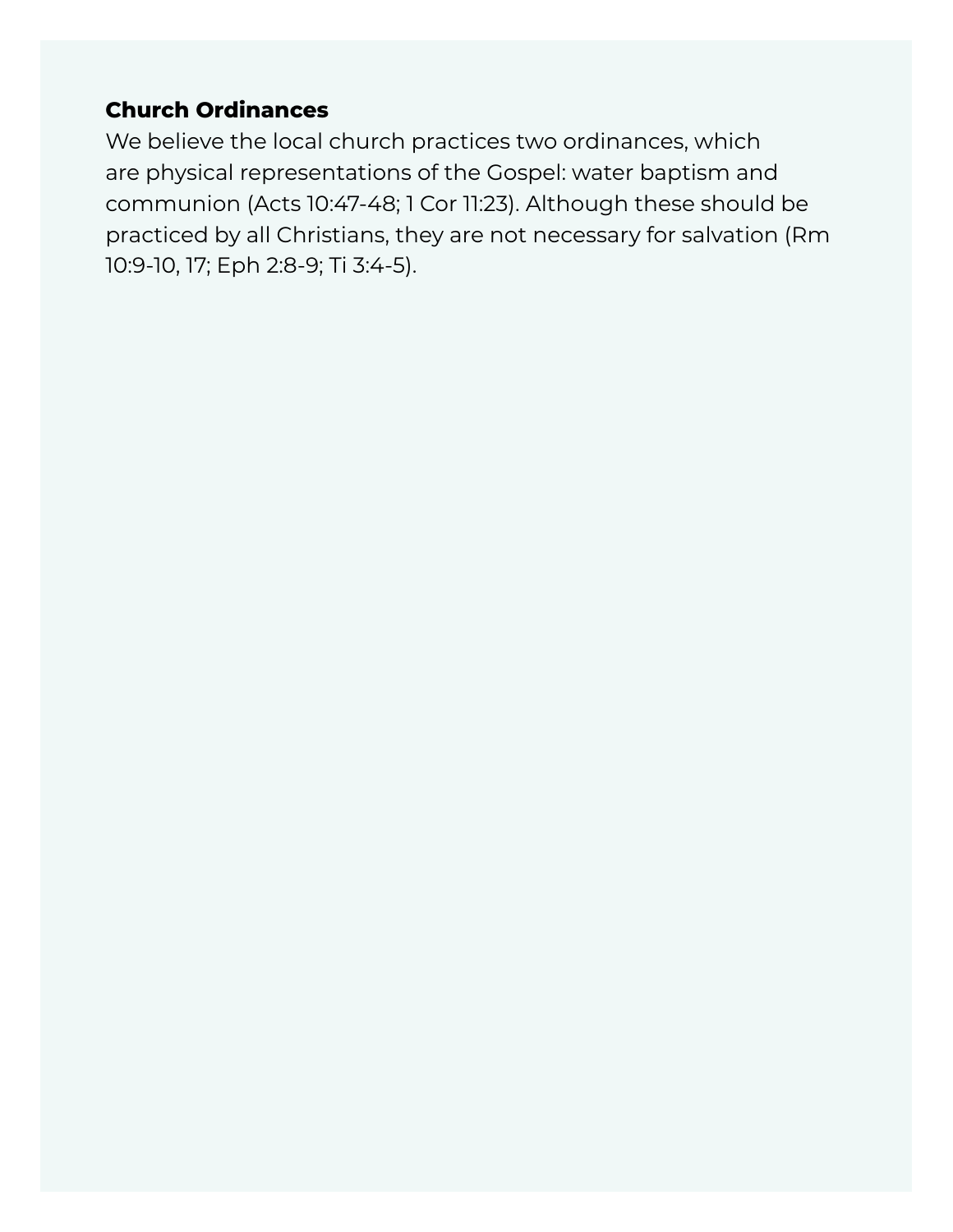**Church Ordinances**
We believe the local church practices two ordinances, which are physical representations of the Gospel: water baptism and communion (Acts 10:47-48; 1 Cor 11:23). Although these should be practiced by all Christians, they are not necessary for salvation (Rm 10:9-10, 17; Eph 2:8-9; Ti 3:4-5).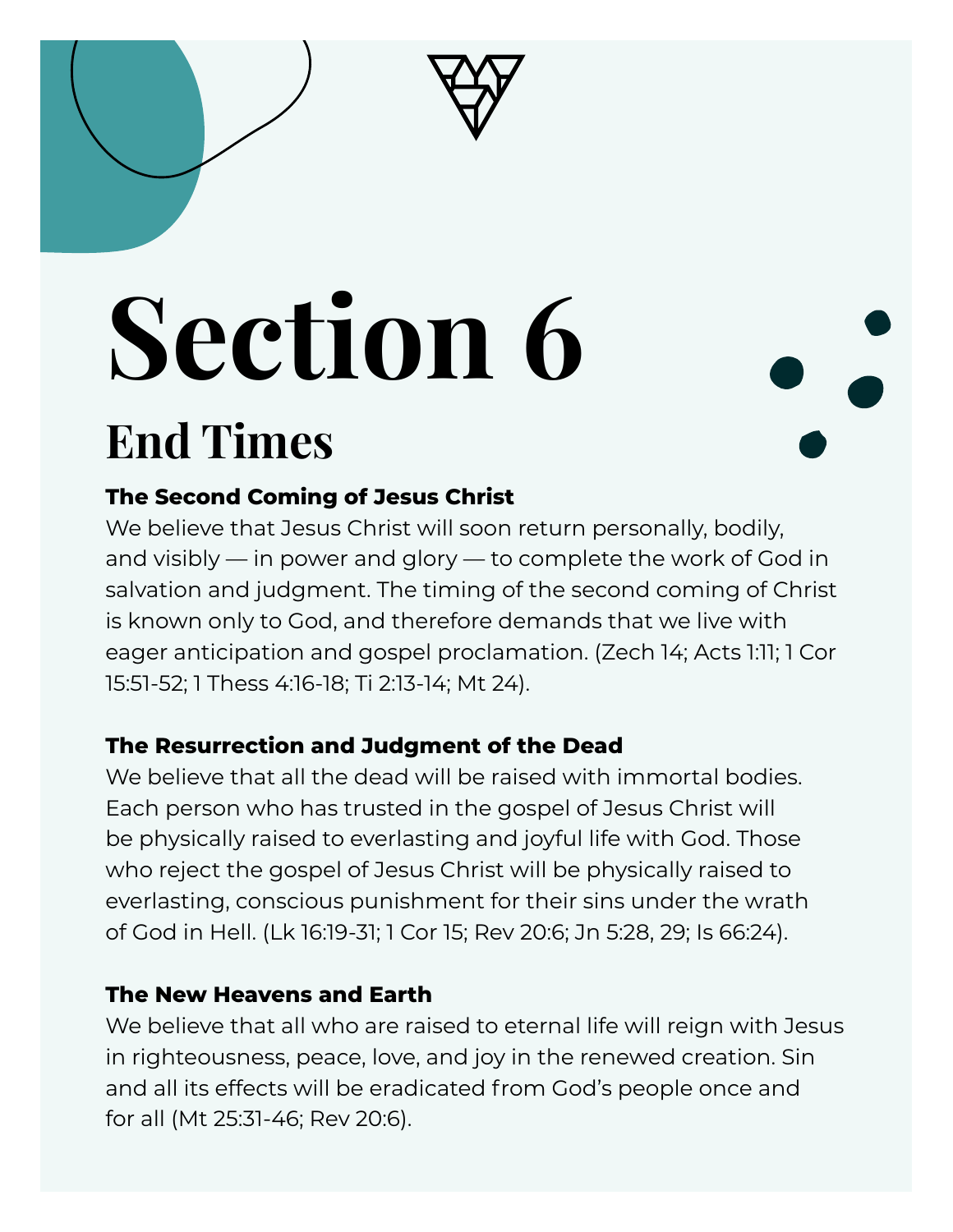# Section 6

## End Times

**The Second Coming of Jesus Christ**

We believe that Jesus Christ will soon return personally, bodily, and visibly — in power and glory — to complete the work of God in salvation and judgment. The timing of the second coming of Christ is known only to God, and therefore demands that we live with eager anticipation and gospel proclamation. (Zech 14; Acts 1:11; 1 Cor 15:51-52; 1 Thess 4:16-18; Ti 2:13-14; Mt 24).

**The Resurrection and Judgment of the Dead**

We believe that all the dead will be raised with immortal bodies. Each person who has trusted in the gospel of Jesus Christ will be physically raised to everlasting and joyful life with God. Those who reject the gospel of Jesus Christ will be physically raised to everlasting, conscious punishment for their sins under the wrath of God in Hell. (Lk 16:19-31; 1 Cor 15; Rev 20:6; Jn 5:28, 29; Is 66:24).

**The New Heavens and Earth**

We believe that all who are raised to eternal life will reign with Jesus in righteousness, peace, love, and joy in the renewed creation. Sin and all its effects will be eradicated from God's people once and for all (Mt 25:31-46; Rev 20:6).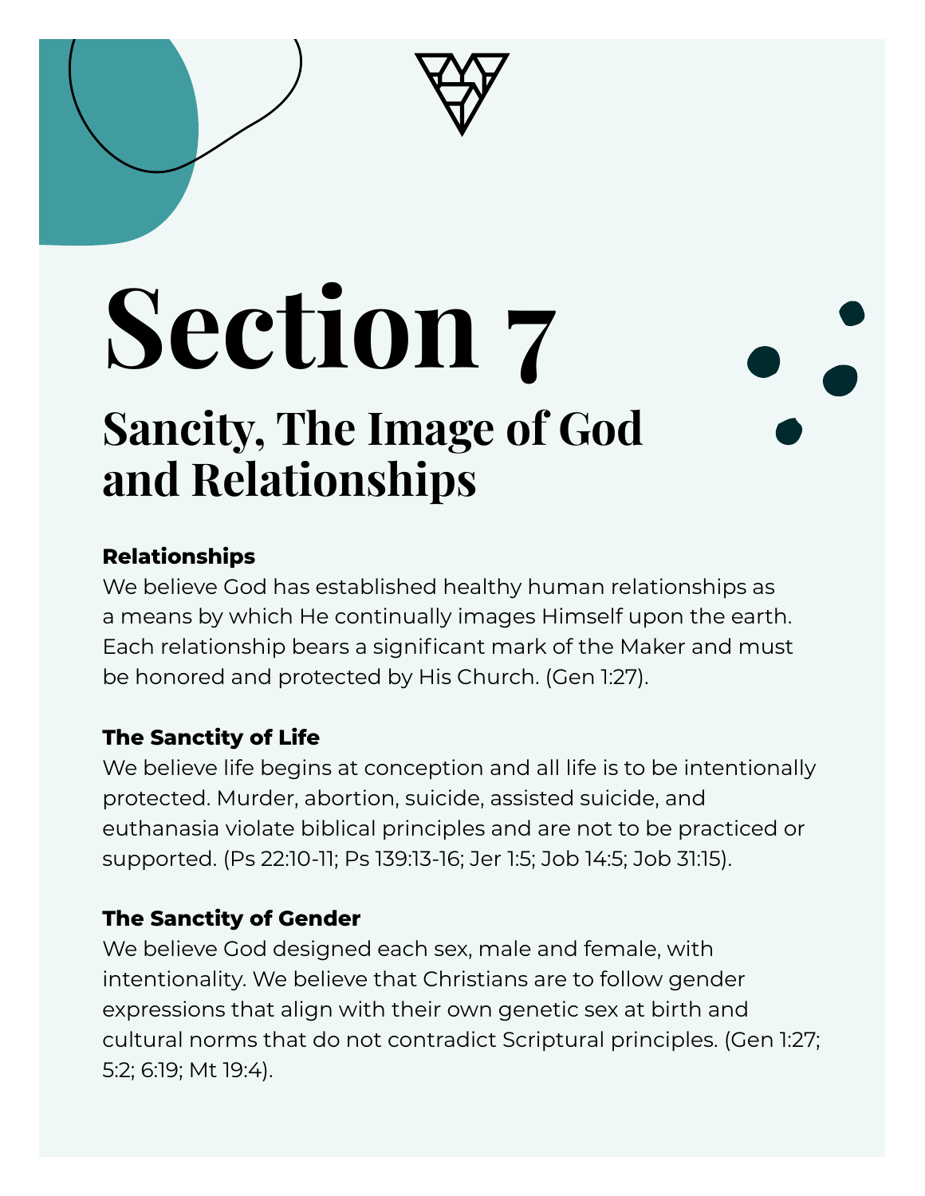# Section 7

## Sancity, The Image of God and Relationships

**Relationships**

We believe God has established healthy human relationships as a means by which He continually images Himself upon the earth. Each relationship bears a significant mark of the Maker and must be honored and protected by His Church. (Gen 1:27).

**The Sanctity of Life**

We believe life begins at conception and all life is to be intentionally protected. Murder, abortion, suicide, assisted suicide, and euthanasia violate biblical principles and are not to be practiced or supported. (Ps 22:10-11; Ps 139:13-16; Jer 1:5; Job 14:5; Job 31:15).

**The Sanctity of Gender**

We believe God designed each sex, male and female, with intentionality. We believe that Christians are to follow gender expressions that align with their own genetic sex at birth and cultural norms that do not contradict Scriptural principles. (Gen 1:27; 5:2; 6:19; Mt 19:4).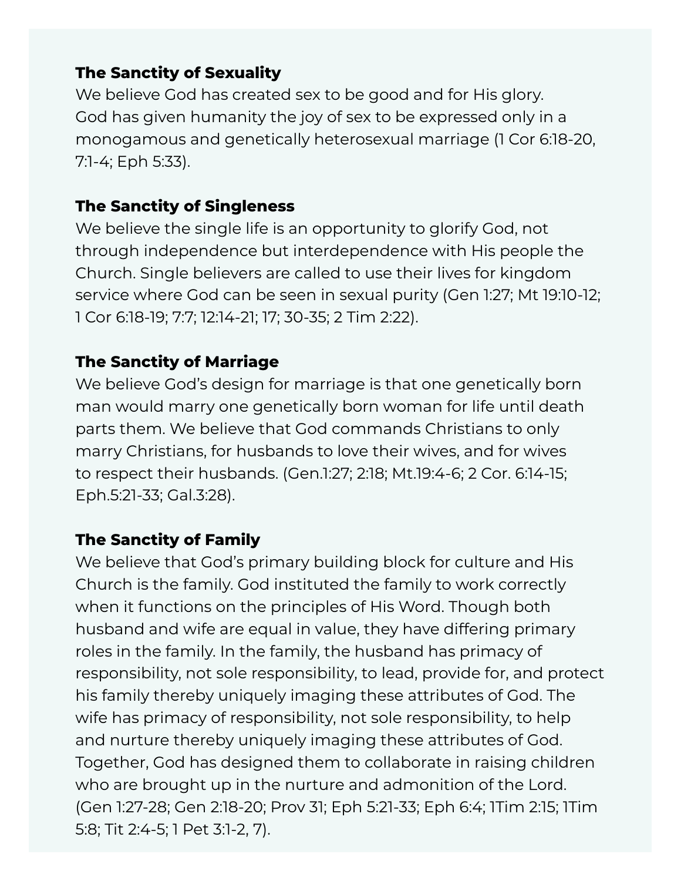**The Sanctity of Sexuality**

We believe God has created sex to be good and for His glory. God has given humanity the joy of sex to be expressed only in a monogamous and genetically heterosexual marriage (1 Cor 6:18-20, 7:1-4; Eph 5:33).

**The Sanctity of Singleness**

We believe the single life is an opportunity to glorify God, not through independence but interdependence with His people the Church. Single believers are called to use their lives for kingdom service where God can be seen in sexual purity (Gen 1:27; Mt 19:10-12; 1 Cor 6:18-19; 7:7; 12:14-21; 17; 30-35; 2 Tim 2:22).

**The Sanctity of Marriage**

We believe God's design for marriage is that one genetically born man would marry one genetically born woman for life until death parts them. We believe that God commands Christians to only marry Christians, for husbands to love their wives, and for wives to respect their husbands. (Gen.1:27; 2:18; Mt.19:4-6; 2 Cor. 6:14-15; Eph.5:21-33; Gal.3:28).

**The Sanctity of Family**

We believe that God's primary building block for culture and His Church is the family. God instituted the family to work correctly when it functions on the principles of His Word. Though both husband and wife are equal in value, they have differing primary roles in the family. In the family, the husband has primacy of responsibility, not sole responsibility, to lead, provide for, and protect his family thereby uniquely imaging these attributes of God. The wife has primacy of responsibility, not sole responsibility, to help and nurture thereby uniquely imaging these attributes of God. Together, God has designed them to collaborate in raising children who are brought up in the nurture and admonition of the Lord. (Gen 1:27-28; Gen 2:18-20; Prov 31; Eph 5:21-33; Eph 6:4; 1Tim 2:15; 1Tim 5:8; Tit 2:4-5; 1 Pet 3:1-2, 7).